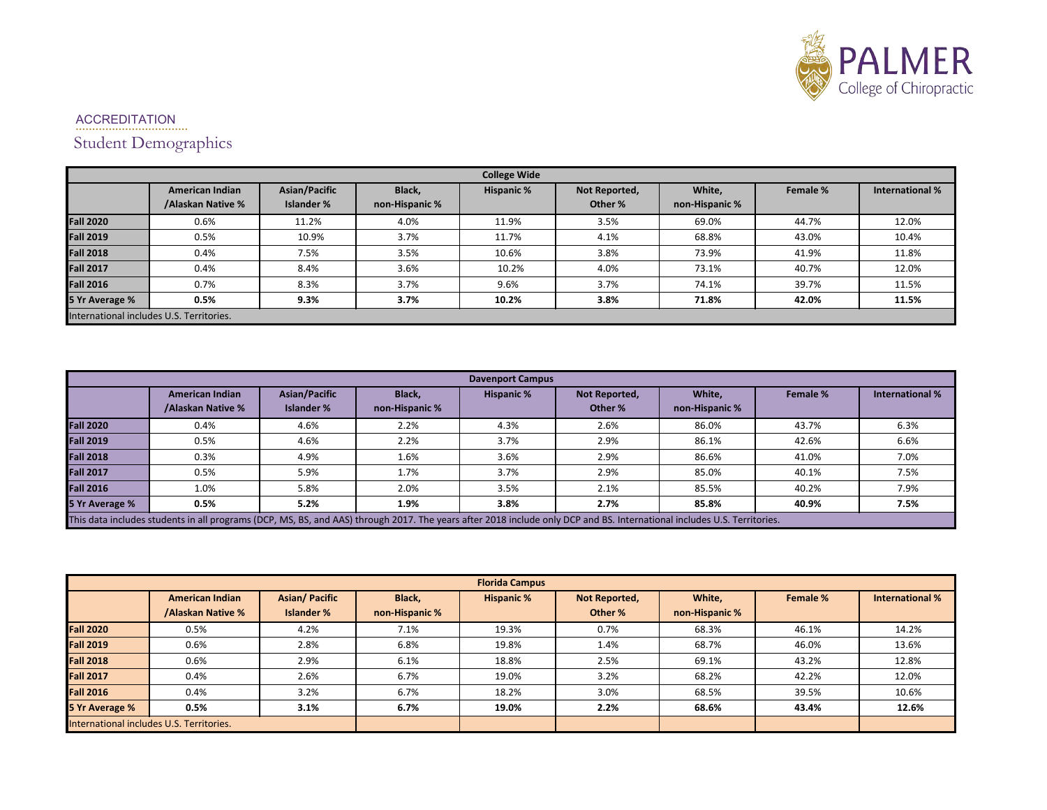ACCREDITATION

# Student Demographics

| College Wide | | | | | | | | |
|---|---|---|---|---|---|---|---|---|
| | American Indian /Alaskan Native % | Asian/Pacific Islander % | Black, non-Hispanic % | Hispanic % | Not Reported, Other % | White, non-Hispanic % | Female % | International % |
| **Fall 2020** | 0.6% | 11.2% | 4.0% | 11.9% | 3.5% | 69.0% | 44.7% | 12.0% |
| **Fall 2019** | 0.5% | 10.9% | 3.7% | 11.7% | 4.1% | 68.8% | 43.0% | 10.4% |
| **Fall 2018** | 0.4% | 7.5% | 3.5% | 10.6% | 3.8% | 73.9% | 41.9% | 11.8% |
| **Fall 2017** | 0.4% | 8.4% | 3.6% | 10.2% | 4.0% | 73.1% | 40.7% | 12.0% |
| **Fall 2016** | 0.7% | 8.3% | 3.7% | 9.6% | 3.7% | 74.1% | 39.7% | 11.5% |
| **5 Yr Average %** | **0.5%** | **9.3%** | **3.7%** | **10.2%** | **3.8%** | **71.8%** | **42.0%** | **11.5%** |
| International includes U.S. Territories. | | | | | | | | |

| Davenport Campus | | | | | | | | |
|---|---|---|---|---|---|---|---|---|
| | American Indian /Alaskan Native % | Asian/Pacific Islander % | Black, non-Hispanic % | Hispanic % | Not Reported, Other % | White, non-Hispanic % | Female % | International % |
| **Fall 2020** | 0.4% | 4.6% | 2.2% | 4.3% | 2.6% | 86.0% | 43.7% | 6.3% |
| **Fall 2019** | 0.5% | 4.6% | 2.2% | 3.7% | 2.9% | 86.1% | 42.6% | 6.6% |
| **Fall 2018** | 0.3% | 4.9% | 1.6% | 3.6% | 2.9% | 86.6% | 41.0% | 7.0% |
| **Fall 2017** | 0.5% | 5.9% | 1.7% | 3.7% | 2.9% | 85.0% | 40.1% | 7.5% |
| **Fall 2016** | 1.0% | 5.8% | 2.0% | 3.5% | 2.1% | 85.5% | 40.2% | 7.9% |
| **5 Yr Average %** | **0.5%** | **5.2%** | **1.9%** | **3.8%** | **2.7%** | **85.8%** | **40.9%** | **7.5%** |
| This data includes students in all programs (DCP, MS, BS, and AAS) through 2017. The years after 2018 include only DCP and BS. International includes U.S. Territories. | | | | | | | | |

| Florida Campus | | | | | | | | |
|---|---|---|---|---|---|---|---|---|
| | American Indian /Alaskan Native % | Asian/ Pacific Islander % | Black, non-Hispanic % | Hispanic % | Not Reported, Other % | White, non-Hispanic % | Female % | International % |
| **Fall 2020** | 0.5% | 4.2% | 7.1% | 19.3% | 0.7% | 68.3% | 46.1% | 14.2% |
| **Fall 2019** | 0.6% | 2.8% | 6.8% | 19.8% | 1.4% | 68.7% | 46.0% | 13.6% |
| **Fall 2018** | 0.6% | 2.9% | 6.1% | 18.8% | 2.5% | 69.1% | 43.2% | 12.8% |
| **Fall 2017** | 0.4% | 2.6% | 6.7% | 19.0% | 3.2% | 68.2% | 42.2% | 12.0% |
| **Fall 2016** | 0.4% | 3.2% | 6.7% | 18.2% | 3.0% | 68.5% | 39.5% | 10.6% |
| **5 Yr Average %** | **0.5%** | **3.1%** | **6.7%** | **19.0%** | **2.2%** | **68.6%** | **43.4%** | **12.6%** |
| International includes U.S. Territories. | | | | | | | | |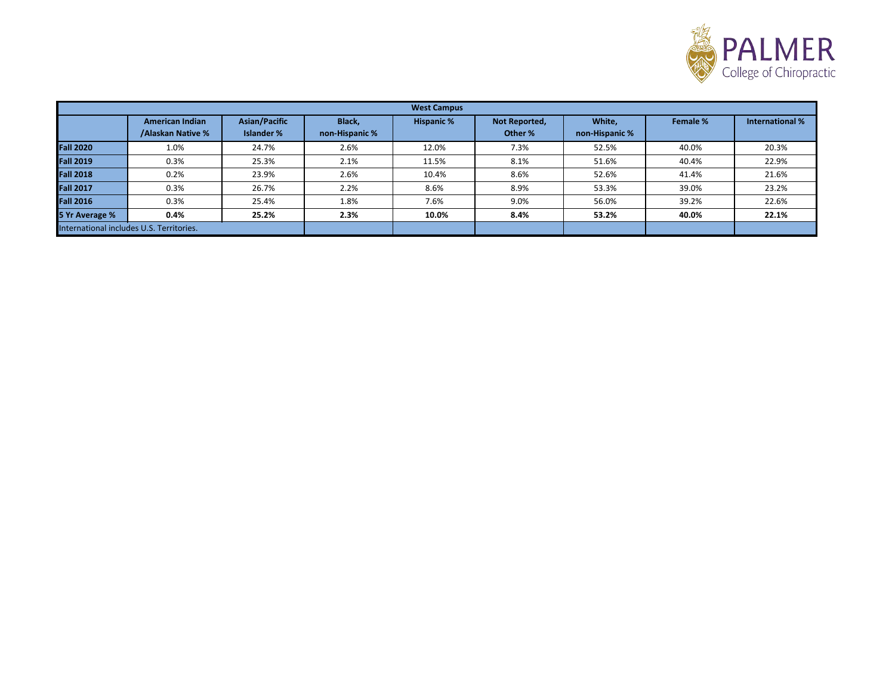| West Campus | | | | | | | | |
|---|---|---|---|---|---|---|---|---|
| | American Indian /Alaskan Native % | Asian/Pacific Islander % | Black, non-Hispanic % | Hispanic % | Not Reported, Other % | White, non-Hispanic % | Female % | International % |
| **Fall 2020** | 1.0% | 24.7% | 2.6% | 12.0% | 7.3% | 52.5% | 40.0% | 20.3% |
| **Fall 2019** | 0.3% | 25.3% | 2.1% | 11.5% | 8.1% | 51.6% | 40.4% | 22.9% |
| **Fall 2018** | 0.2% | 23.9% | 2.6% | 10.4% | 8.6% | 52.6% | 41.4% | 21.6% |
| **Fall 2017** | 0.3% | 26.7% | 2.2% | 8.6% | 8.9% | 53.3% | 39.0% | 23.2% |
| **Fall 2016** | 0.3% | 25.4% | 1.8% | 7.6% | 9.0% | 56.0% | 39.2% | 22.6% |
| **5 Yr Average %** | **0.4%** | **25.2%** | **2.3%** | **10.0%** | **8.4%** | **53.2%** | **40.0%** | **22.1%** |
| International includes U.S. Territories. | | | | | | | | |